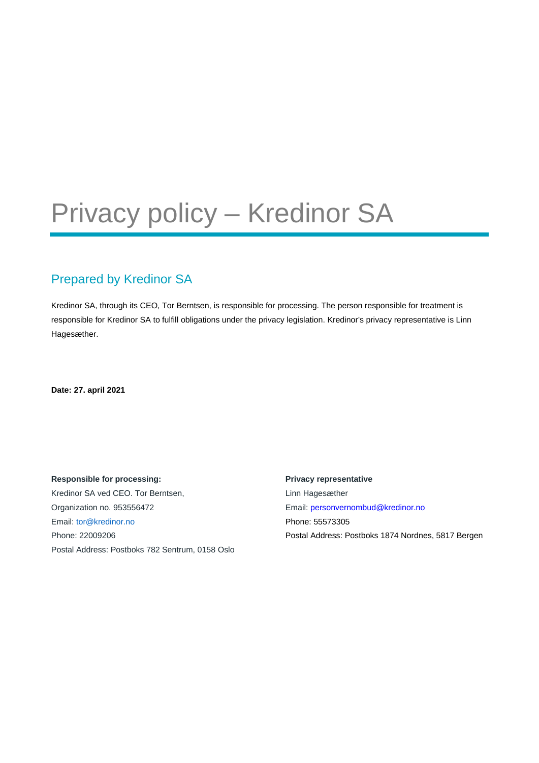# Privacy policy – Kredinor SA

## Prepared by Kredinor SA

Kredinor SA, through its CEO, Tor Berntsen, is responsible for processing. The person responsible for treatment is responsible for Kredinor SA to fulfill obligations under the privacy legislation. Kredinor's privacy representative is Linn Hagesæther.

**Date: 27. april 2021**

**Responsible for processing:**
Kredinor SA ved CEO. Tor Berntsen,
Organization no. 953556472
Email: tor@kredinor.no
Phone: 22009206
Postal Address: Postboks 782 Sentrum, 0158 Oslo

**Privacy representative**
Linn Hagesæther
Email: personvernombud@kredinor.no
Phone: 55573305
Postal Address: Postboks 1874 Nordnes, 5817 Bergen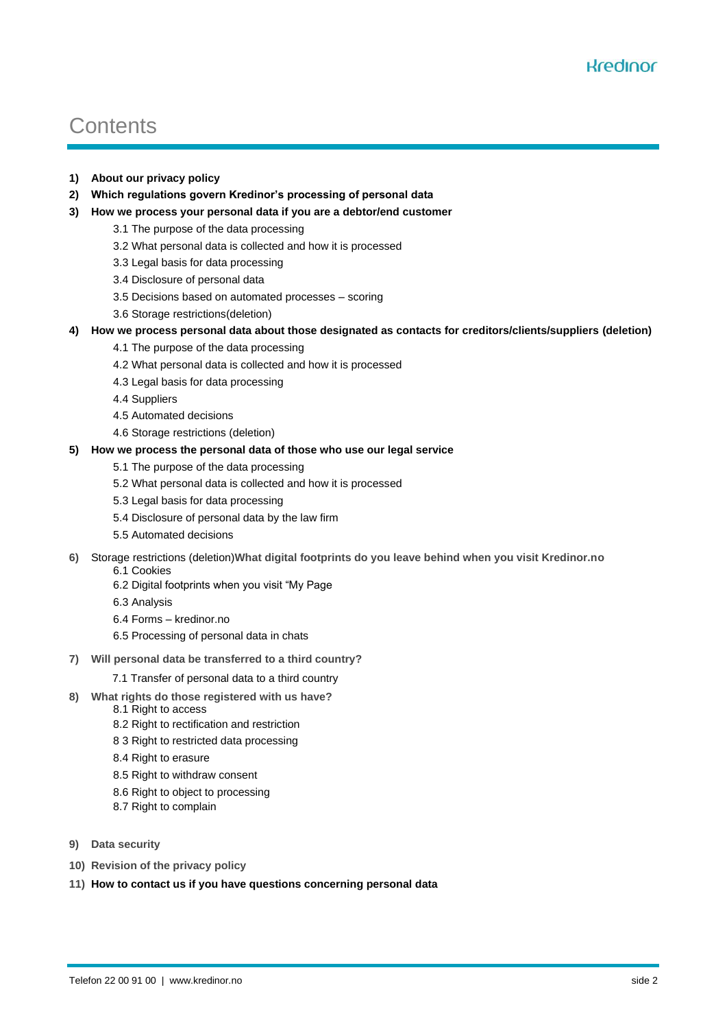# Contents

1) **About our privacy policy**
2) **Which regulations govern Kredinor's processing of personal data**
3) **How we process your personal data if you are a debtor/end customer**
    - 3.1 The purpose of the data processing
    - 3.2 What personal data is collected and how it is processed
    - 3.3 Legal basis for data processing
    - 3.4 Disclosure of personal data
    - 3.5 Decisions based on automated processes – scoring
    - 3.6 Storage restrictions(deletion)
4) **How we process personal data about those designated as contacts for creditors/clients/suppliers (deletion)**
    - 4.1 The purpose of the data processing
    - 4.2 What personal data is collected and how it is processed
    - 4.3 Legal basis for data processing
    - 4.4 Suppliers
    - 4.5 Automated decisions
    - 4.6 Storage restrictions (deletion)
5) **How we process the personal data of those who use our legal service**
    - 5.1 The purpose of the data processing
    - 5.2 What personal data is collected and how it is processed
    - 5.3 Legal basis for data processing
    - 5.4 Disclosure of personal data by the law firm
    - 5.5 Automated decisions
6) Storage restrictions (deletion)**What digital footprints do you leave behind when you visit Kredinor.no**
    - 6.1 Cookies
    - 6.2 Digital footprints when you visit "My Page
    - 6.3 Analysis
    - 6.4 Forms – kredinor.no
    - 6.5 Processing of personal data in chats
7) **Will personal data be transferred to a third country?**
    - 7.1 Transfer of personal data to a third country
8) **What rights do those registered with us have?**
    - 8.1 Right to access
    - 8.2 Right to rectification and restriction
    - 8 3 Right to restricted data processing
    - 8.4 Right to erasure
    - 8.5 Right to withdraw consent
    - 8.6 Right to object to processing
    - 8.7 Right to complain
9) **Data security**
10) **Revision of the privacy policy**
11) **How to contact us if you have questions concerning personal data**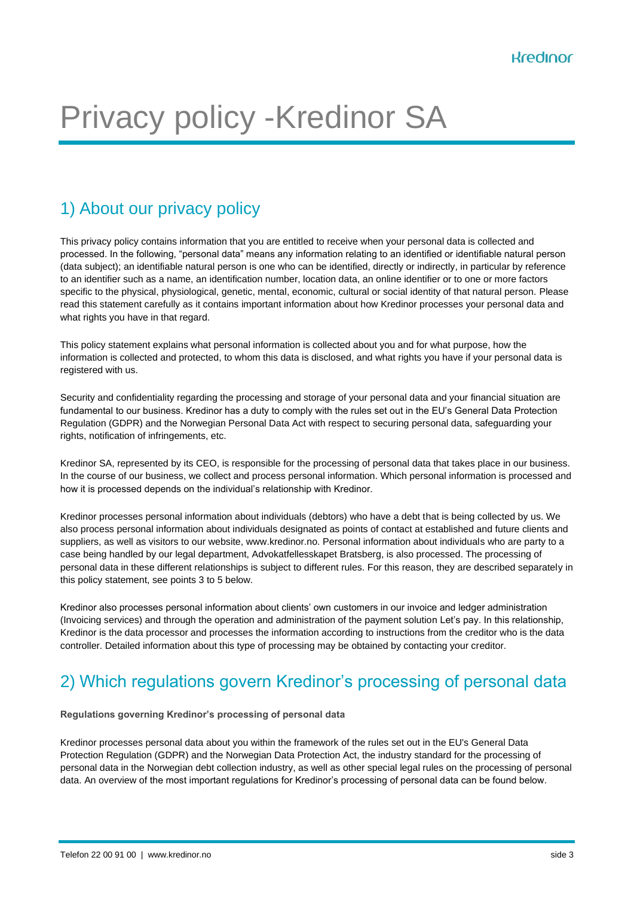# Privacy policy -Kredinor SA

## 1) About our privacy policy

This privacy policy contains information that you are entitled to receive when your personal data is collected and processed. In the following, "personal data" means any information relating to an identified or identifiable natural person (data subject); an identifiable natural person is one who can be identified, directly or indirectly, in particular by reference to an identifier such as a name, an identification number, location data, an online identifier or to one or more factors specific to the physical, physiological, genetic, mental, economic, cultural or social identity of that natural person. Please read this statement carefully as it contains important information about how Kredinor processes your personal data and what rights you have in that regard.

This policy statement explains what personal information is collected about you and for what purpose, how the information is collected and protected, to whom this data is disclosed, and what rights you have if your personal data is registered with us.

Security and confidentiality regarding the processing and storage of your personal data and your financial situation are fundamental to our business. Kredinor has a duty to comply with the rules set out in the EU's General Data Protection Regulation (GDPR) and the Norwegian Personal Data Act with respect to securing personal data, safeguarding your rights, notification of infringements, etc.

Kredinor SA, represented by its CEO, is responsible for the processing of personal data that takes place in our business. In the course of our business, we collect and process personal information. Which personal information is processed and how it is processed depends on the individual's relationship with Kredinor.

Kredinor processes personal information about individuals (debtors) who have a debt that is being collected by us. We also process personal information about individuals designated as points of contact at established and future clients and suppliers, as well as visitors to our website, www.kredinor.no. Personal information about individuals who are party to a case being handled by our legal department, Advokatfellesskapet Bratsberg, is also processed. The processing of personal data in these different relationships is subject to different rules. For this reason, they are described separately in this policy statement, see points 3 to 5 below.

Kredinor also processes personal information about clients' own customers in our invoice and ledger administration (Invoicing services) and through the operation and administration of the payment solution Let's pay. In this relationship, Kredinor is the data processor and processes the information according to instructions from the creditor who is the data controller. Detailed information about this type of processing may be obtained by contacting your creditor.

## 2) Which regulations govern Kredinor's processing of personal data

**Regulations governing Kredinor's processing of personal data**

Kredinor processes personal data about you within the framework of the rules set out in the EU's General Data Protection Regulation (GDPR) and the Norwegian Data Protection Act, the industry standard for the processing of personal data in the Norwegian debt collection industry, as well as other special legal rules on the processing of personal data. An overview of the most important regulations for Kredinor's processing of personal data can be found below.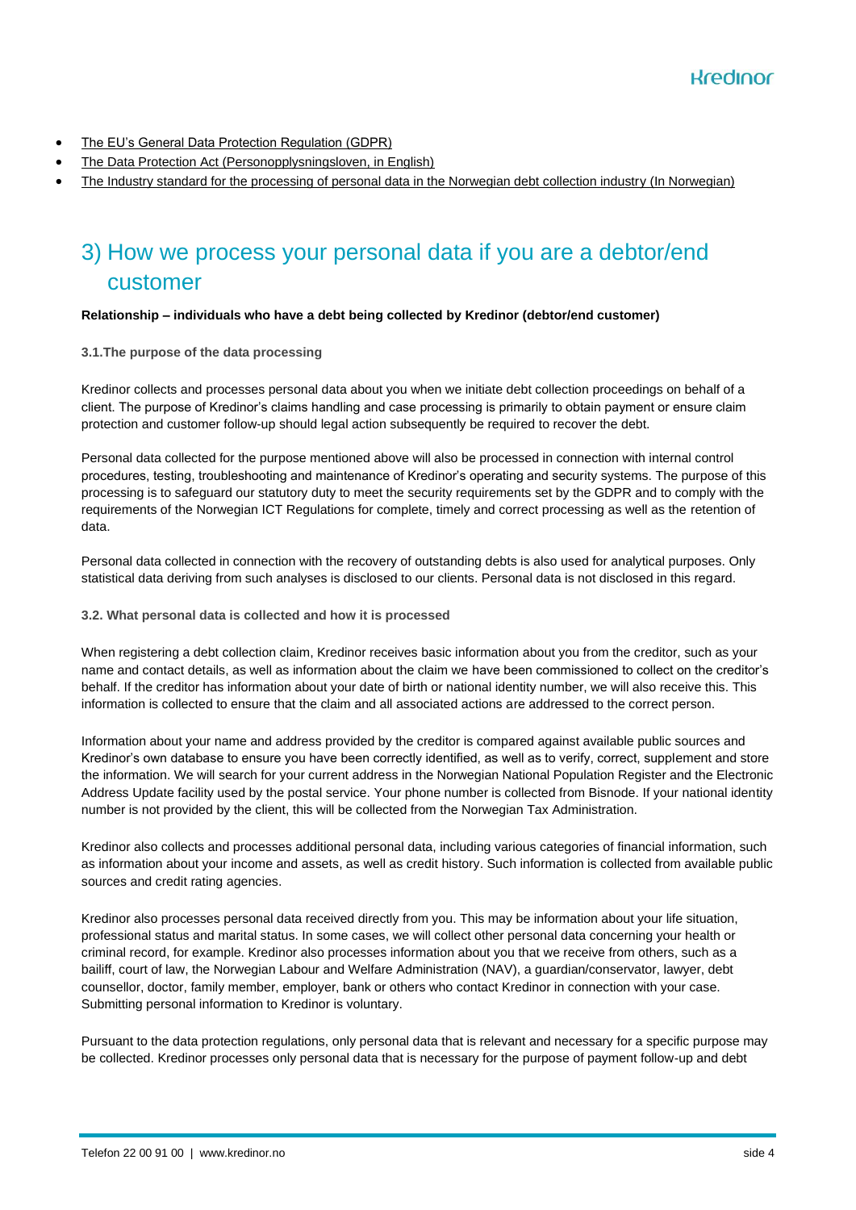- The EU's General Data Protection Regulation (GDPR)
- The Data Protection Act (Personopplysningsloven, in English)
- The Industry standard for the processing of personal data in the Norwegian debt collection industry (In Norwegian)

# 3) How we process your personal data if you are a debtor/end customer

**Relationship – individuals who have a debt being collected by Kredinor (debtor/end customer)**

### 3.1.The purpose of the data processing

Kredinor collects and processes personal data about you when we initiate debt collection proceedings on behalf of a client. The purpose of Kredinor's claims handling and case processing is primarily to obtain payment or ensure claim protection and customer follow-up should legal action subsequently be required to recover the debt.

Personal data collected for the purpose mentioned above will also be processed in connection with internal control procedures, testing, troubleshooting and maintenance of Kredinor's operating and security systems. The purpose of this processing is to safeguard our statutory duty to meet the security requirements set by the GDPR and to comply with the requirements of the Norwegian ICT Regulations for complete, timely and correct processing as well as the retention of data.

Personal data collected in connection with the recovery of outstanding debts is also used for analytical purposes. Only statistical data deriving from such analyses is disclosed to our clients. Personal data is not disclosed in this regard.

### 3.2. What personal data is collected and how it is processed

When registering a debt collection claim, Kredinor receives basic information about you from the creditor, such as your name and contact details, as well as information about the claim we have been commissioned to collect on the creditor's behalf. If the creditor has information about your date of birth or national identity number, we will also receive this. This information is collected to ensure that the claim and all associated actions are addressed to the correct person.

Information about your name and address provided by the creditor is compared against available public sources and Kredinor's own database to ensure you have been correctly identified, as well as to verify, correct, supplement and store the information. We will search for your current address in the Norwegian National Population Register and the Electronic Address Update facility used by the postal service. Your phone number is collected from Bisnode. If your national identity number is not provided by the client, this will be collected from the Norwegian Tax Administration.

Kredinor also collects and processes additional personal data, including various categories of financial information, such as information about your income and assets, as well as credit history. Such information is collected from available public sources and credit rating agencies.

Kredinor also processes personal data received directly from you. This may be information about your life situation, professional status and marital status. In some cases, we will collect other personal data concerning your health or criminal record, for example. Kredinor also processes information about you that we receive from others, such as a bailiff, court of law, the Norwegian Labour and Welfare Administration (NAV), a guardian/conservator, lawyer, debt counsellor, doctor, family member, employer, bank or others who contact Kredinor in connection with your case. Submitting personal information to Kredinor is voluntary.

Pursuant to the data protection regulations, only personal data that is relevant and necessary for a specific purpose may be collected. Kredinor processes only personal data that is necessary for the purpose of payment follow-up and debt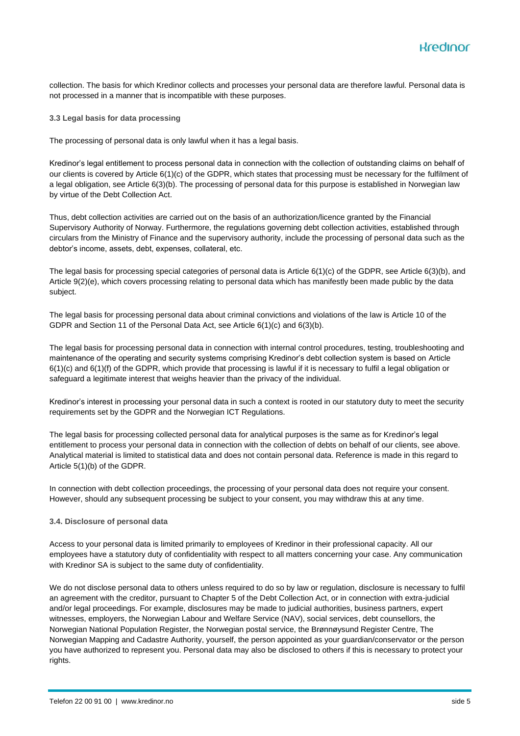collection. The basis for which Kredinor collects and processes your personal data are therefore lawful. Personal data is not processed in a manner that is incompatible with these purposes.

### 3.3 Legal basis for data processing

The processing of personal data is only lawful when it has a legal basis.

Kredinor's legal entitlement to process personal data in connection with the collection of outstanding claims on behalf of our clients is covered by Article 6(1)(c) of the GDPR, which states that processing must be necessary for the fulfilment of a legal obligation, see Article 6(3)(b). The processing of personal data for this purpose is established in Norwegian law by virtue of the Debt Collection Act.

Thus, debt collection activities are carried out on the basis of an authorization/licence granted by the Financial Supervisory Authority of Norway. Furthermore, the regulations governing debt collection activities, established through circulars from the Ministry of Finance and the supervisory authority, include the processing of personal data such as the debtor's income, assets, debt, expenses, collateral, etc.

The legal basis for processing special categories of personal data is Article 6(1)(c) of the GDPR, see Article 6(3)(b), and Article 9(2)(e), which covers processing relating to personal data which has manifestly been made public by the data subject.

The legal basis for processing personal data about criminal convictions and violations of the law is Article 10 of the GDPR and Section 11 of the Personal Data Act, see Article 6(1)(c) and 6(3)(b).

The legal basis for processing personal data in connection with internal control procedures, testing, troubleshooting and maintenance of the operating and security systems comprising Kredinor's debt collection system is based on Article 6(1)(c) and 6(1)(f) of the GDPR, which provide that processing is lawful if it is necessary to fulfil a legal obligation or safeguard a legitimate interest that weighs heavier than the privacy of the individual.

Kredinor's interest in processing your personal data in such a context is rooted in our statutory duty to meet the security requirements set by the GDPR and the Norwegian ICT Regulations.

The legal basis for processing collected personal data for analytical purposes is the same as for Kredinor's legal entitlement to process your personal data in connection with the collection of debts on behalf of our clients, see above. Analytical material is limited to statistical data and does not contain personal data. Reference is made in this regard to Article 5(1)(b) of the GDPR.

In connection with debt collection proceedings, the processing of your personal data does not require your consent. However, should any subsequent processing be subject to your consent, you may withdraw this at any time.

### 3.4. Disclosure of personal data

Access to your personal data is limited primarily to employees of Kredinor in their professional capacity. All our employees have a statutory duty of confidentiality with respect to all matters concerning your case. Any communication with Kredinor SA is subject to the same duty of confidentiality.

We do not disclose personal data to others unless required to do so by law or regulation, disclosure is necessary to fulfil an agreement with the creditor, pursuant to Chapter 5 of the Debt Collection Act, or in connection with extra-judicial and/or legal proceedings. For example, disclosures may be made to judicial authorities, business partners, expert witnesses, employers, the Norwegian Labour and Welfare Service (NAV), social services, debt counsellors, the Norwegian National Population Register, the Norwegian postal service, the Brønnøysund Register Centre, The Norwegian Mapping and Cadastre Authority, yourself, the person appointed as your guardian/conservator or the person you have authorized to represent you. Personal data may also be disclosed to others if this is necessary to protect your rights.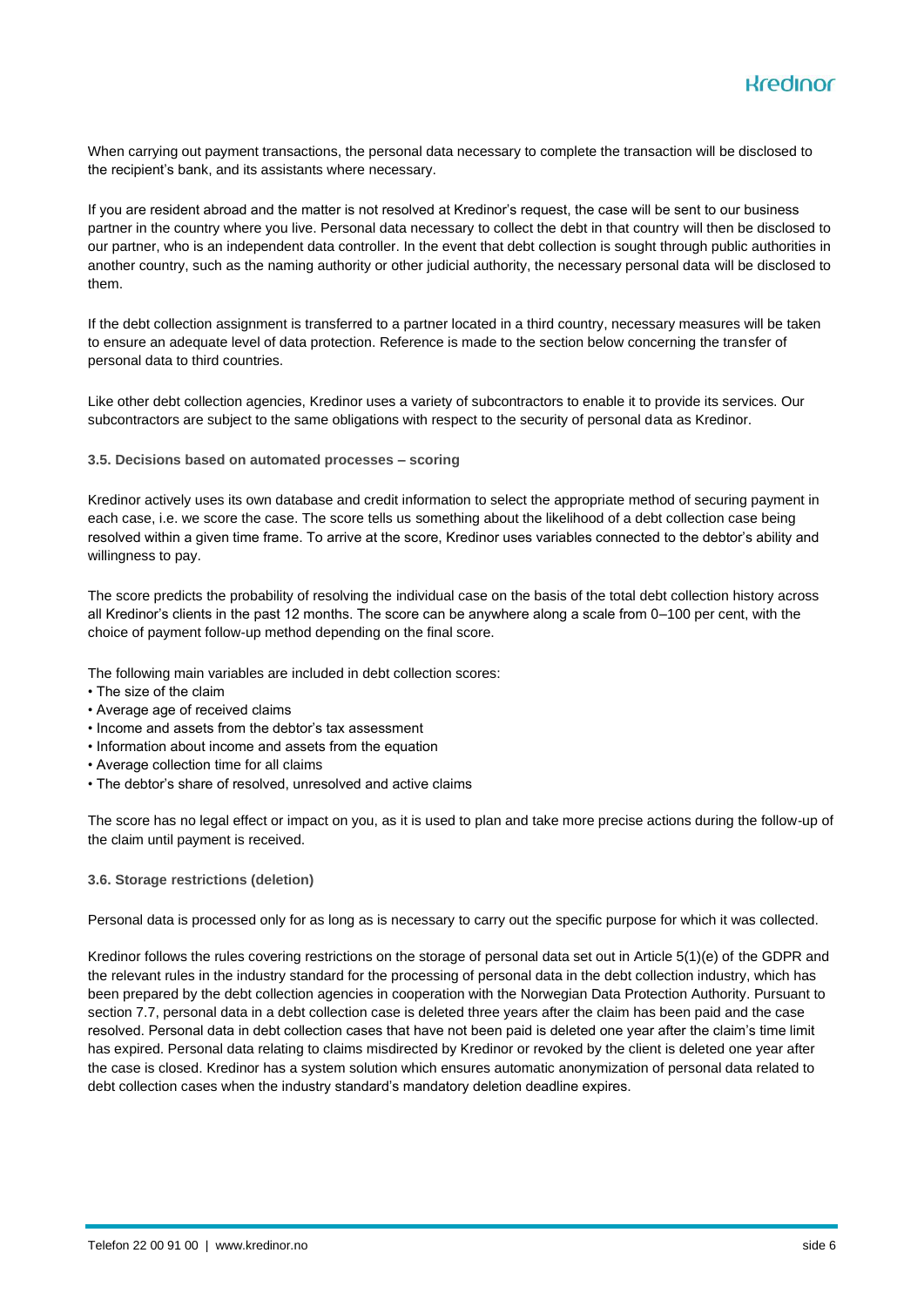When carrying out payment transactions, the personal data necessary to complete the transaction will be disclosed to the recipient's bank, and its assistants where necessary.

If you are resident abroad and the matter is not resolved at Kredinor's request, the case will be sent to our business partner in the country where you live. Personal data necessary to collect the debt in that country will then be disclosed to our partner, who is an independent data controller. In the event that debt collection is sought through public authorities in another country, such as the naming authority or other judicial authority, the necessary personal data will be disclosed to them.

If the debt collection assignment is transferred to a partner located in a third country, necessary measures will be taken to ensure an adequate level of data protection. Reference is made to the section below concerning the transfer of personal data to third countries.

Like other debt collection agencies, Kredinor uses a variety of subcontractors to enable it to provide its services. Our subcontractors are subject to the same obligations with respect to the security of personal data as Kredinor.

### 3.5. Decisions based on automated processes – scoring

Kredinor actively uses its own database and credit information to select the appropriate method of securing payment in each case, i.e. we score the case. The score tells us something about the likelihood of a debt collection case being resolved within a given time frame. To arrive at the score, Kredinor uses variables connected to the debtor's ability and willingness to pay.

The score predicts the probability of resolving the individual case on the basis of the total debt collection history across all Kredinor's clients in the past 12 months. The score can be anywhere along a scale from 0–100 per cent, with the choice of payment follow-up method depending on the final score.

The following main variables are included in debt collection scores:

- The size of the claim
- Average age of received claims
- Income and assets from the debtor's tax assessment
- Information about income and assets from the equation
- Average collection time for all claims
- The debtor's share of resolved, unresolved and active claims

The score has no legal effect or impact on you, as it is used to plan and take more precise actions during the follow-up of the claim until payment is received.

### 3.6. Storage restrictions (deletion)

Personal data is processed only for as long as is necessary to carry out the specific purpose for which it was collected.

Kredinor follows the rules covering restrictions on the storage of personal data set out in Article 5(1)(e) of the GDPR and the relevant rules in the industry standard for the processing of personal data in the debt collection industry, which has been prepared by the debt collection agencies in cooperation with the Norwegian Data Protection Authority. Pursuant to section 7.7, personal data in a debt collection case is deleted three years after the claim has been paid and the case resolved. Personal data in debt collection cases that have not been paid is deleted one year after the claim's time limit has expired. Personal data relating to claims misdirected by Kredinor or revoked by the client is deleted one year after the case is closed. Kredinor has a system solution which ensures automatic anonymization of personal data related to debt collection cases when the industry standard's mandatory deletion deadline expires.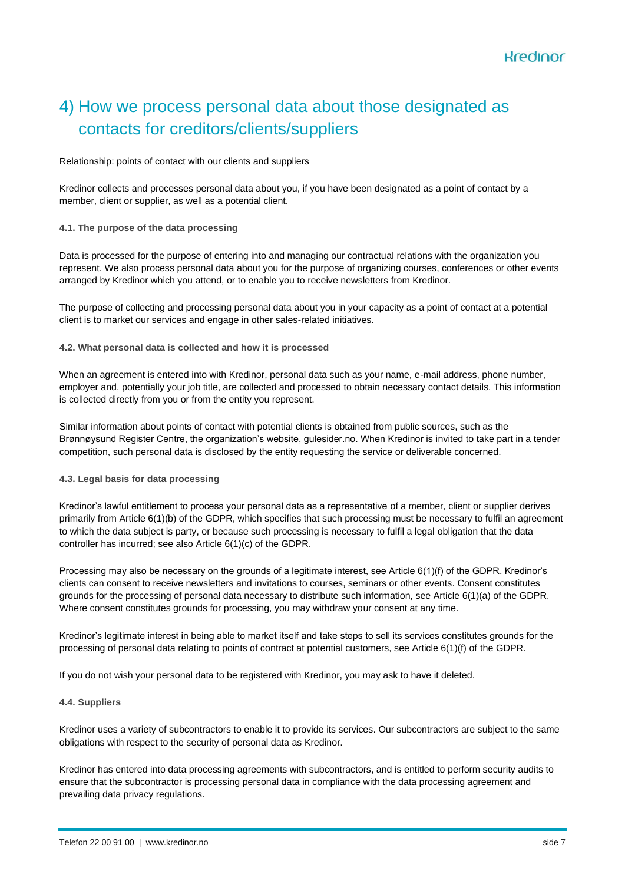# 4) How we process personal data about those designated as contacts for creditors/clients/suppliers

Relationship: points of contact with our clients and suppliers

Kredinor collects and processes personal data about you, if you have been designated as a point of contact by a member, client or supplier, as well as a potential client.

#### 4.1. The purpose of the data processing

Data is processed for the purpose of entering into and managing our contractual relations with the organization you represent. We also process personal data about you for the purpose of organizing courses, conferences or other events arranged by Kredinor which you attend, or to enable you to receive newsletters from Kredinor.

The purpose of collecting and processing personal data about you in your capacity as a point of contact at a potential client is to market our services and engage in other sales-related initiatives.

#### 4.2. What personal data is collected and how it is processed

When an agreement is entered into with Kredinor, personal data such as your name, e-mail address, phone number, employer and, potentially your job title, are collected and processed to obtain necessary contact details. This information is collected directly from you or from the entity you represent.

Similar information about points of contact with potential clients is obtained from public sources, such as the Brønnøysund Register Centre, the organization's website, gulesider.no. When Kredinor is invited to take part in a tender competition, such personal data is disclosed by the entity requesting the service or deliverable concerned.

#### 4.3. Legal basis for data processing

Kredinor's lawful entitlement to process your personal data as a representative of a member, client or supplier derives primarily from Article 6(1)(b) of the GDPR, which specifies that such processing must be necessary to fulfil an agreement to which the data subject is party, or because such processing is necessary to fulfil a legal obligation that the data controller has incurred; see also Article 6(1)(c) of the GDPR.

Processing may also be necessary on the grounds of a legitimate interest, see Article 6(1)(f) of the GDPR. Kredinor's clients can consent to receive newsletters and invitations to courses, seminars or other events. Consent constitutes grounds for the processing of personal data necessary to distribute such information, see Article 6(1)(a) of the GDPR. Where consent constitutes grounds for processing, you may withdraw your consent at any time.

Kredinor's legitimate interest in being able to market itself and take steps to sell its services constitutes grounds for the processing of personal data relating to points of contract at potential customers, see Article 6(1)(f) of the GDPR.

If you do not wish your personal data to be registered with Kredinor, you may ask to have it deleted.

#### 4.4. Suppliers

Kredinor uses a variety of subcontractors to enable it to provide its services. Our subcontractors are subject to the same obligations with respect to the security of personal data as Kredinor.

Kredinor has entered into data processing agreements with subcontractors, and is entitled to perform security audits to ensure that the subcontractor is processing personal data in compliance with the data processing agreement and prevailing data privacy regulations.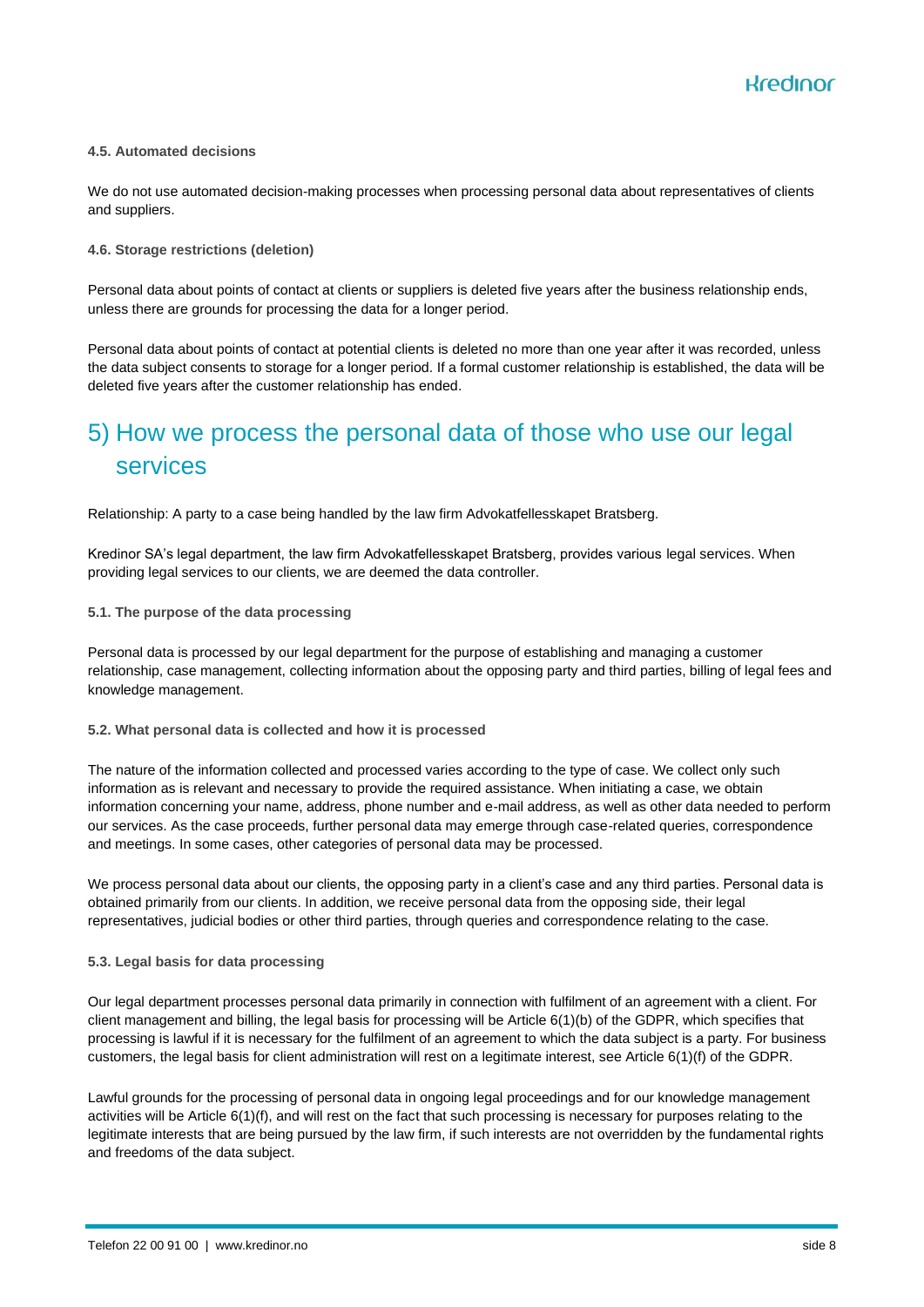#### 4.5. Automated decisions

We do not use automated decision-making processes when processing personal data about representatives of clients and suppliers.

#### 4.6. Storage restrictions (deletion)

Personal data about points of contact at clients or suppliers is deleted five years after the business relationship ends, unless there are grounds for processing the data for a longer period.

Personal data about points of contact at potential clients is deleted no more than one year after it was recorded, unless the data subject consents to storage for a longer period. If a formal customer relationship is established, the data will be deleted five years after the customer relationship has ended.

## 5) How we process the personal data of those who use our legal services

Relationship: A party to a case being handled by the law firm Advokatfellesskapet Bratsberg.

Kredinor SA's legal department, the law firm Advokatfellesskapet Bratsberg, provides various legal services. When providing legal services to our clients, we are deemed the data controller.

#### 5.1. The purpose of the data processing

Personal data is processed by our legal department for the purpose of establishing and managing a customer relationship, case management, collecting information about the opposing party and third parties, billing of legal fees and knowledge management.

#### 5.2. What personal data is collected and how it is processed

The nature of the information collected and processed varies according to the type of case. We collect only such information as is relevant and necessary to provide the required assistance. When initiating a case, we obtain information concerning your name, address, phone number and e-mail address, as well as other data needed to perform our services. As the case proceeds, further personal data may emerge through case-related queries, correspondence and meetings. In some cases, other categories of personal data may be processed.

We process personal data about our clients, the opposing party in a client's case and any third parties. Personal data is obtained primarily from our clients. In addition, we receive personal data from the opposing side, their legal representatives, judicial bodies or other third parties, through queries and correspondence relating to the case.

#### 5.3. Legal basis for data processing

Our legal department processes personal data primarily in connection with fulfilment of an agreement with a client. For client management and billing, the legal basis for processing will be Article 6(1)(b) of the GDPR, which specifies that processing is lawful if it is necessary for the fulfilment of an agreement to which the data subject is a party. For business customers, the legal basis for client administration will rest on a legitimate interest, see Article 6(1)(f) of the GDPR.

Lawful grounds for the processing of personal data in ongoing legal proceedings and for our knowledge management activities will be Article 6(1)(f), and will rest on the fact that such processing is necessary for purposes relating to the legitimate interests that are being pursued by the law firm, if such interests are not overridden by the fundamental rights and freedoms of the data subject.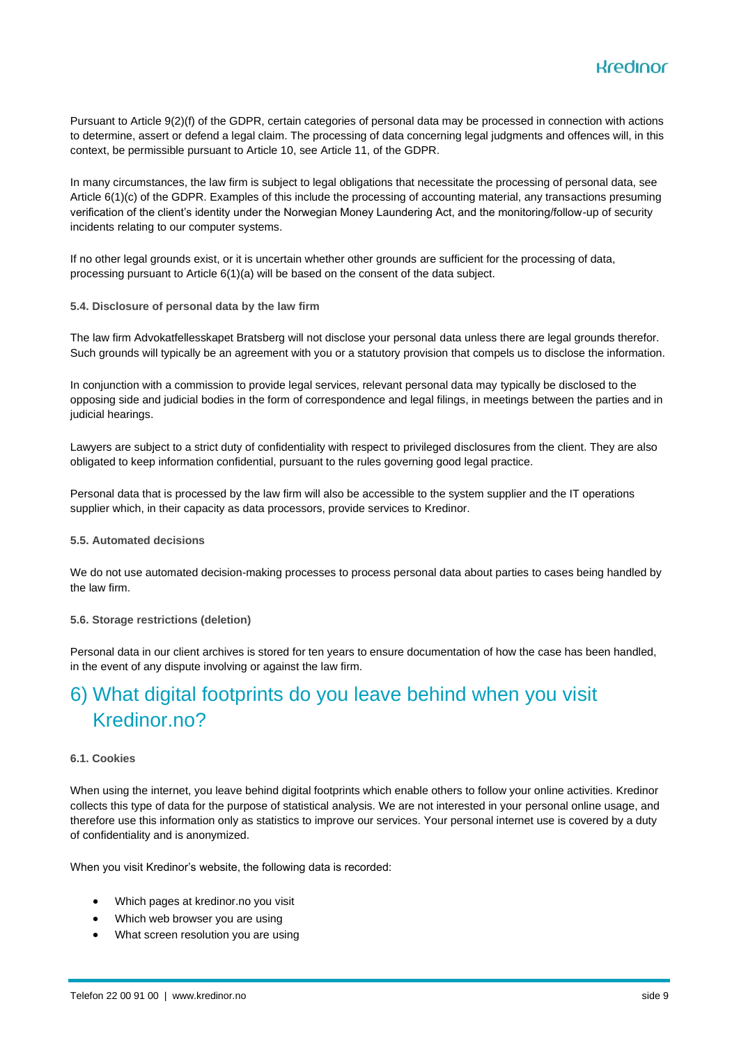Pursuant to Article 9(2)(f) of the GDPR, certain categories of personal data may be processed in connection with actions to determine, assert or defend a legal claim. The processing of data concerning legal judgments and offences will, in this context, be permissible pursuant to Article 10, see Article 11, of the GDPR.

In many circumstances, the law firm is subject to legal obligations that necessitate the processing of personal data, see Article 6(1)(c) of the GDPR. Examples of this include the processing of accounting material, any transactions presuming verification of the client's identity under the Norwegian Money Laundering Act, and the monitoring/follow-up of security incidents relating to our computer systems.

If no other legal grounds exist, or it is uncertain whether other grounds are sufficient for the processing of data, processing pursuant to Article 6(1)(a) will be based on the consent of the data subject.

#### 5.4. Disclosure of personal data by the law firm

The law firm Advokatfellesskapet Bratsberg will not disclose your personal data unless there are legal grounds therefor. Such grounds will typically be an agreement with you or a statutory provision that compels us to disclose the information.

In conjunction with a commission to provide legal services, relevant personal data may typically be disclosed to the opposing side and judicial bodies in the form of correspondence and legal filings, in meetings between the parties and in judicial hearings.

Lawyers are subject to a strict duty of confidentiality with respect to privileged disclosures from the client. They are also obligated to keep information confidential, pursuant to the rules governing good legal practice.

Personal data that is processed by the law firm will also be accessible to the system supplier and the IT operations supplier which, in their capacity as data processors, provide services to Kredinor.

#### 5.5. Automated decisions

We do not use automated decision-making processes to process personal data about parties to cases being handled by the law firm.

#### 5.6. Storage restrictions (deletion)

Personal data in our client archives is stored for ten years to ensure documentation of how the case has been handled, in the event of any dispute involving or against the law firm.

## 6) What digital footprints do you leave behind when you visit Kredinor.no?

#### 6.1. Cookies

When using the internet, you leave behind digital footprints which enable others to follow your online activities. Kredinor collects this type of data for the purpose of statistical analysis. We are not interested in your personal online usage, and therefore use this information only as statistics to improve our services. Your personal internet use is covered by a duty of confidentiality and is anonymized.

When you visit Kredinor's website, the following data is recorded:

- Which pages at kredinor.no you visit
- Which web browser you are using
- What screen resolution you are using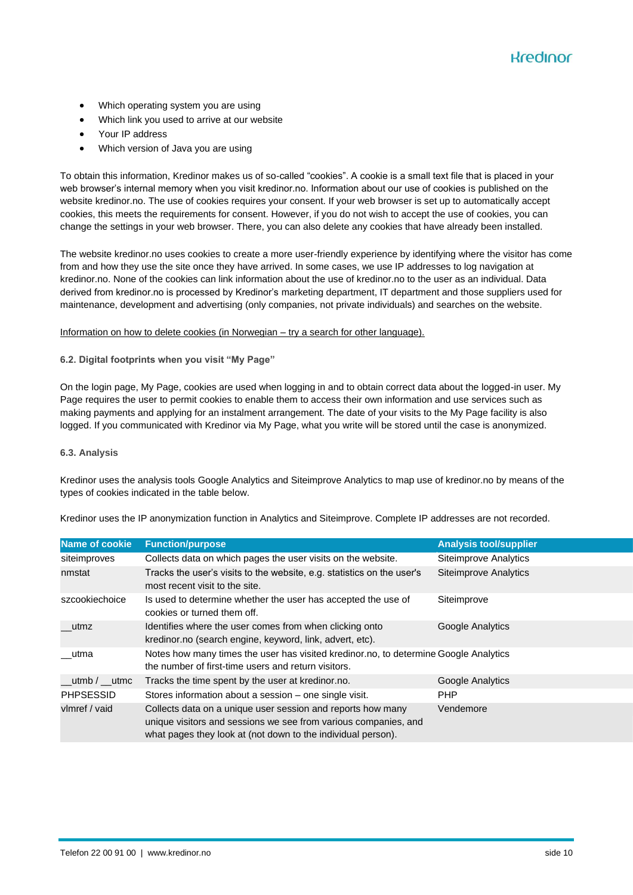- Which operating system you are using
- Which link you used to arrive at our website
- Your IP address
- Which version of Java you are using

To obtain this information, Kredinor makes us of so-called “cookies”. A cookie is a small text file that is placed in your web browser's internal memory when you visit kredinor.no. Information about our use of cookies is published on the website kredinor.no. The use of cookies requires your consent. If your web browser is set up to automatically accept cookies, this meets the requirements for consent. However, if you do not wish to accept the use of cookies, you can change the settings in your web browser. There, you can also delete any cookies that have already been installed.

The website kredinor.no uses cookies to create a more user-friendly experience by identifying where the visitor has come from and how they use the site once they have arrived. In some cases, we use IP addresses to log navigation at kredinor.no. None of the cookies can link information about the use of kredinor.no to the user as an individual. Data derived from kredinor.no is processed by Kredinor's marketing department, IT department and those suppliers used for maintenance, development and advertising (only companies, not private individuals) and searches on the website.

Information on how to delete cookies (in Norwegian – try a search for other language).

### 6.2. Digital footprints when you visit “My Page”

On the login page, My Page, cookies are used when logging in and to obtain correct data about the logged-in user. My Page requires the user to permit cookies to enable them to access their own information and use services such as making payments and applying for an instalment arrangement. The date of your visits to the My Page facility is also logged. If you communicated with Kredinor via My Page, what you write will be stored until the case is anonymized.

### 6.3. Analysis

Kredinor uses the analysis tools Google Analytics and Siteimprove Analytics to map use of kredinor.no by means of the types of cookies indicated in the table below.

Kredinor uses the IP anonymization function in Analytics and Siteimprove. Complete IP addresses are not recorded.

| Name of cookie | Function/purpose | Analysis tool/supplier |
|---|---|---|
| siteimproves | Collects data on which pages the user visits on the website. | Siteimprove Analytics |
| nmstat | Tracks the user's visits to the website, e.g. statistics on the user's most recent visit to the site. | Siteimprove Analytics |
| szcookiechoice | Is used to determine whether the user has accepted the use of cookies or turned them off. | Siteimprove |
| __utmz | Identifies where the user comes from when clicking onto kredinor.no (search engine, keyword, link, advert, etc). | Google Analytics |
| __utma | Notes how many times the user has visited kredinor.no, to determine the number of first-time users and return visitors. | Google Analytics |
| __utmb / __utmc | Tracks the time spent by the user at kredinor.no. | Google Analytics |
| PHPSESSID | Stores information about a session – one single visit. | PHP |
| vlmref / vaid | Collects data on a unique user session and reports how many unique visitors and sessions we see from various companies, and what pages they look at (not down to the individual person). | Vendemore |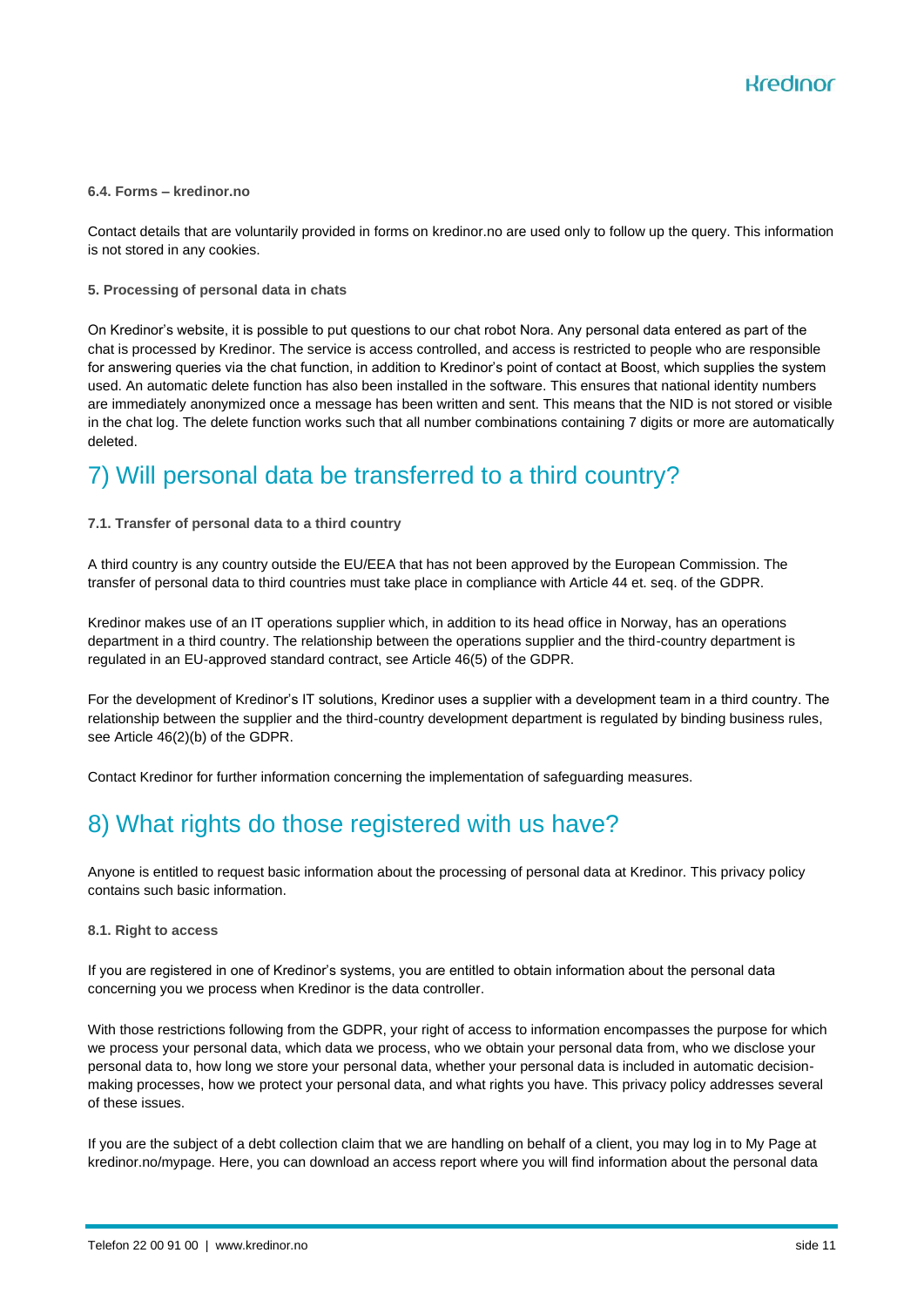#### 6.4. Forms – kredinor.no

Contact details that are voluntarily provided in forms on kredinor.no are used only to follow up the query. This information is not stored in any cookies.

#### 5. Processing of personal data in chats

On Kredinor's website, it is possible to put questions to our chat robot Nora. Any personal data entered as part of the chat is processed by Kredinor. The service is access controlled, and access is restricted to people who are responsible for answering queries via the chat function, in addition to Kredinor's point of contact at Boost, which supplies the system used. An automatic delete function has also been installed in the software. This ensures that national identity numbers are immediately anonymized once a message has been written and sent. This means that the NID is not stored or visible in the chat log. The delete function works such that all number combinations containing 7 digits or more are automatically deleted.

## 7) Will personal data be transferred to a third country?

#### 7.1. Transfer of personal data to a third country

A third country is any country outside the EU/EEA that has not been approved by the European Commission. The transfer of personal data to third countries must take place in compliance with Article 44 et. seq. of the GDPR.

Kredinor makes use of an IT operations supplier which, in addition to its head office in Norway, has an operations department in a third country. The relationship between the operations supplier and the third-country department is regulated in an EU-approved standard contract, see Article 46(5) of the GDPR.

For the development of Kredinor's IT solutions, Kredinor uses a supplier with a development team in a third country. The relationship between the supplier and the third-country development department is regulated by binding business rules, see Article 46(2)(b) of the GDPR.

Contact Kredinor for further information concerning the implementation of safeguarding measures.

## 8) What rights do those registered with us have?

Anyone is entitled to request basic information about the processing of personal data at Kredinor. This privacy policy contains such basic information.

#### 8.1. Right to access

If you are registered in one of Kredinor's systems, you are entitled to obtain information about the personal data concerning you we process when Kredinor is the data controller.

With those restrictions following from the GDPR, your right of access to information encompasses the purpose for which we process your personal data, which data we process, who we obtain your personal data from, who we disclose your personal data to, how long we store your personal data, whether your personal data is included in automatic decision-making processes, how we protect your personal data, and what rights you have. This privacy policy addresses several of these issues.

If you are the subject of a debt collection claim that we are handling on behalf of a client, you may log in to My Page at kredinor.no/mypage. Here, you can download an access report where you will find information about the personal data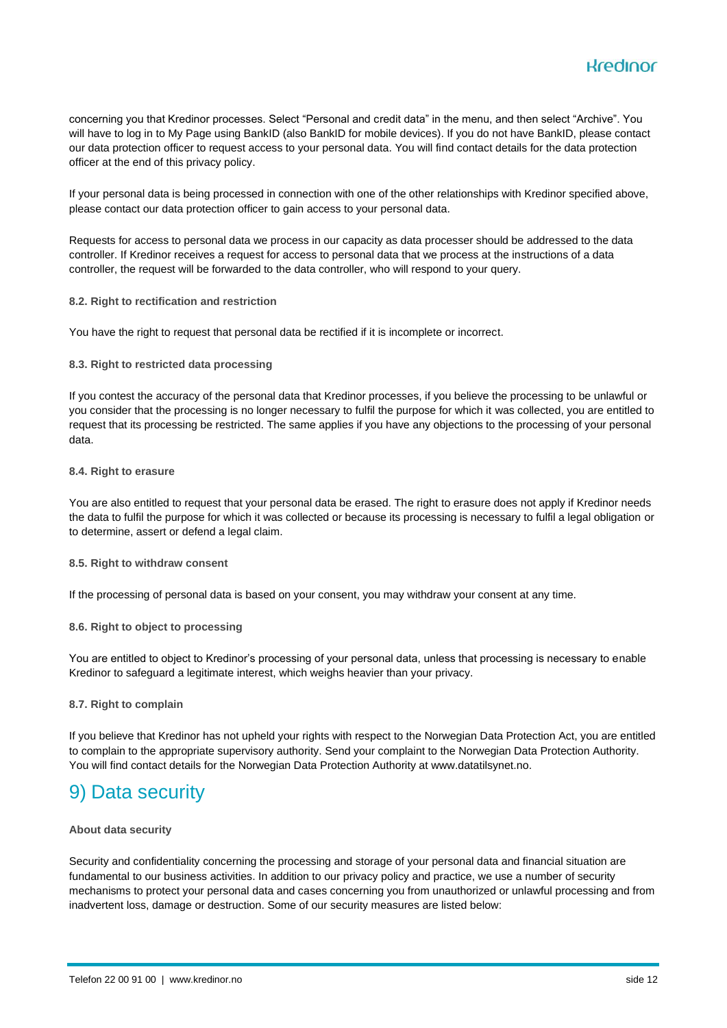concerning you that Kredinor processes. Select "Personal and credit data" in the menu, and then select "Archive". You will have to log in to My Page using BankID (also BankID for mobile devices). If you do not have BankID, please contact our data protection officer to request access to your personal data. You will find contact details for the data protection officer at the end of this privacy policy.

If your personal data is being processed in connection with one of the other relationships with Kredinor specified above, please contact our data protection officer to gain access to your personal data.

Requests for access to personal data we process in our capacity as data processer should be addressed to the data controller. If Kredinor receives a request for access to personal data that we process at the instructions of a data controller, the request will be forwarded to the data controller, who will respond to your query.

#### 8.2. Right to rectification and restriction

You have the right to request that personal data be rectified if it is incomplete or incorrect.

#### 8.3. Right to restricted data processing

If you contest the accuracy of the personal data that Kredinor processes, if you believe the processing to be unlawful or you consider that the processing is no longer necessary to fulfil the purpose for which it was collected, you are entitled to request that its processing be restricted. The same applies if you have any objections to the processing of your personal data.

#### 8.4. Right to erasure

You are also entitled to request that your personal data be erased. The right to erasure does not apply if Kredinor needs the data to fulfil the purpose for which it was collected or because its processing is necessary to fulfil a legal obligation or to determine, assert or defend a legal claim.

#### 8.5. Right to withdraw consent

If the processing of personal data is based on your consent, you may withdraw your consent at any time.

#### 8.6. Right to object to processing

You are entitled to object to Kredinor's processing of your personal data, unless that processing is necessary to enable Kredinor to safeguard a legitimate interest, which weighs heavier than your privacy.

#### 8.7. Right to complain

If you believe that Kredinor has not upheld your rights with respect to the Norwegian Data Protection Act, you are entitled to complain to the appropriate supervisory authority. Send your complaint to the Norwegian Data Protection Authority. You will find contact details for the Norwegian Data Protection Authority at www.datatilsynet.no.

## 9) Data security

#### About data security

Security and confidentiality concerning the processing and storage of your personal data and financial situation are fundamental to our business activities. In addition to our privacy policy and practice, we use a number of security mechanisms to protect your personal data and cases concerning you from unauthorized or unlawful processing and from inadvertent loss, damage or destruction. Some of our security measures are listed below: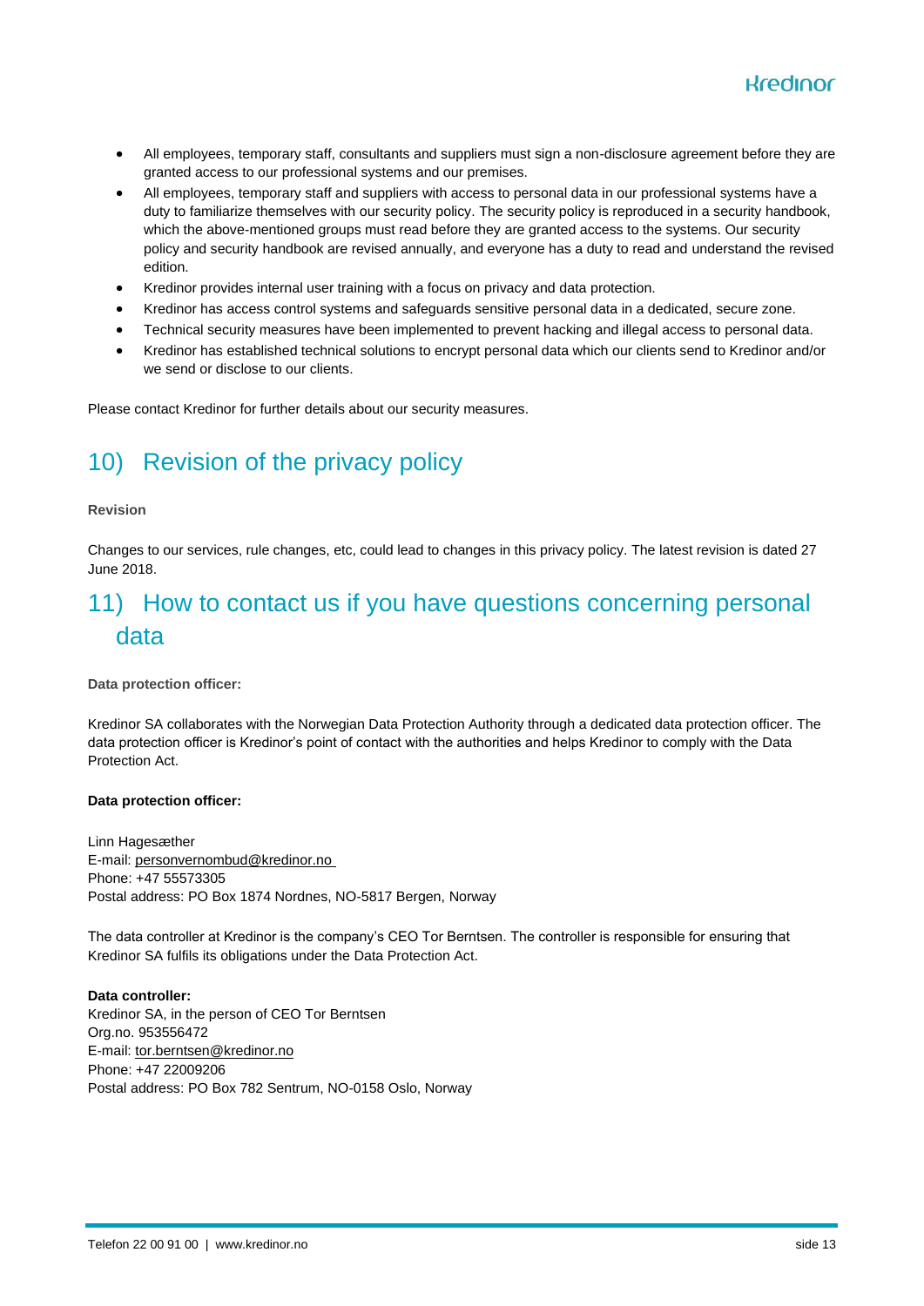- All employees, temporary staff, consultants and suppliers must sign a non-disclosure agreement before they are granted access to our professional systems and our premises.
- All employees, temporary staff and suppliers with access to personal data in our professional systems have a duty to familiarize themselves with our security policy. The security policy is reproduced in a security handbook, which the above-mentioned groups must read before they are granted access to the systems. Our security policy and security handbook are revised annually, and everyone has a duty to read and understand the revised edition.
- Kredinor provides internal user training with a focus on privacy and data protection.
- Kredinor has access control systems and safeguards sensitive personal data in a dedicated, secure zone.
- Technical security measures have been implemented to prevent hacking and illegal access to personal data.
- Kredinor has established technical solutions to encrypt personal data which our clients send to Kredinor and/or we send or disclose to our clients.

Please contact Kredinor for further details about our security measures.

# 10) Revision of the privacy policy

**Revision**

Changes to our services, rule changes, etc, could lead to changes in this privacy policy. The latest revision is dated 27 June 2018.

# 11) How to contact us if you have questions concerning personal data

**Data protection officer:**

Kredinor SA collaborates with the Norwegian Data Protection Authority through a dedicated data protection officer. The data protection officer is Kredinor's point of contact with the authorities and helps Kredinor to comply with the Data Protection Act.

**Data protection officer:**

Linn Hagesæther
E-mail: personvernombud@kredinor.no
Phone: +47 55573305
Postal address: PO Box 1874 Nordnes, NO-5817 Bergen, Norway

The data controller at Kredinor is the company's CEO Tor Berntsen. The controller is responsible for ensuring that Kredinor SA fulfils its obligations under the Data Protection Act.

**Data controller:**
Kredinor SA, in the person of CEO Tor Berntsen
Org.no. 953556472
E-mail: tor.berntsen@kredinor.no
Phone: +47 22009206
Postal address: PO Box 782 Sentrum, NO-0158 Oslo, Norway